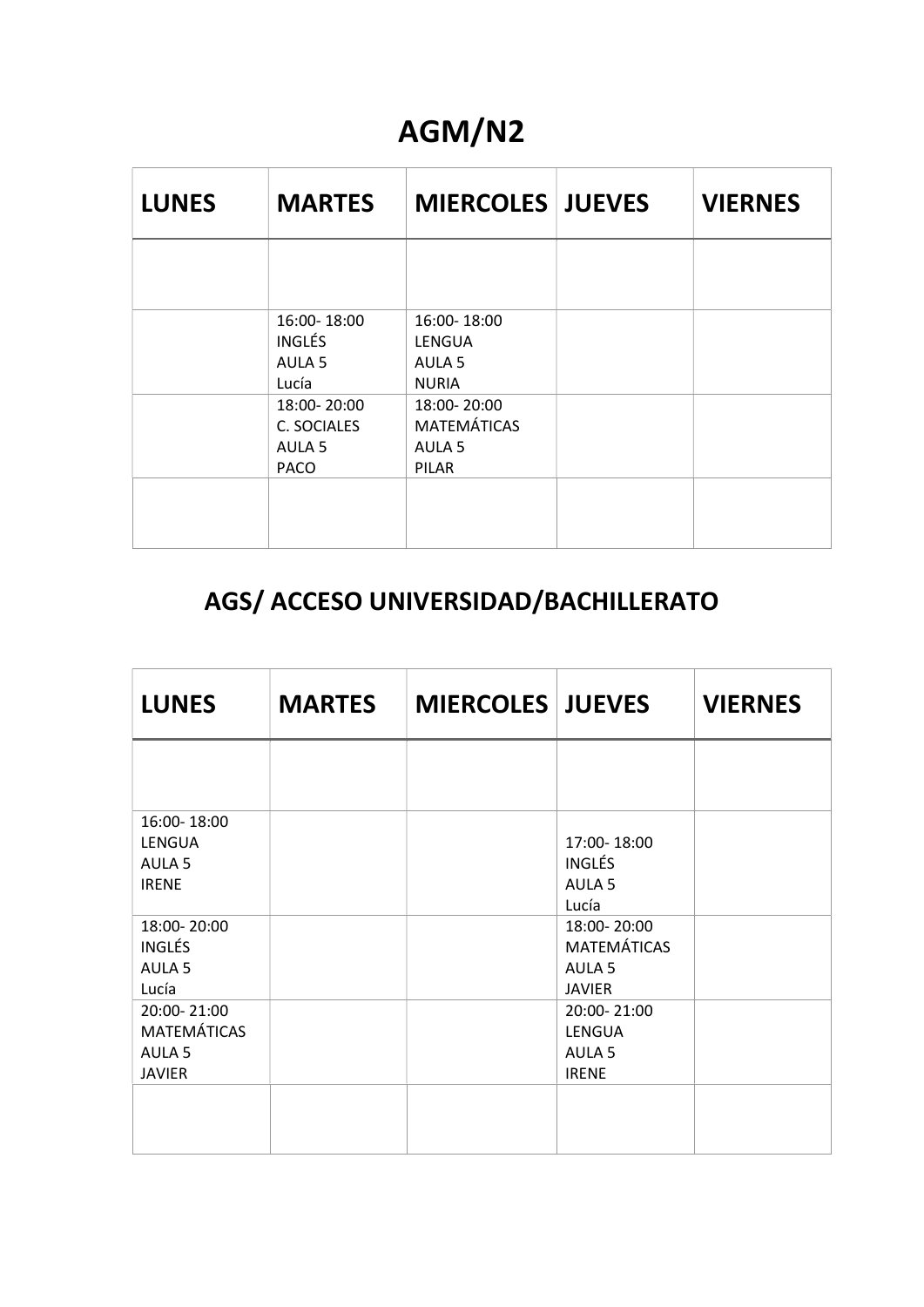# AGM/N2

| LUNES | MARTES | MIERCOLES | JUEVES | VIERNES |
|---|---|---|---|---|
| | | | | |
| | 16:00- 18:00<br>INGLÉS<br>AULA 5<br>Lucía | 16:00- 18:00<br>LENGUA<br>AULA 5<br>NURIA | | |
| | 18:00- 20:00<br>C. SOCIALES<br>AULA 5<br>PACO | 18:00- 20:00<br>MATEMÁTICAS<br>AULA 5<br>PILAR | | |
| | | | | |

# AGS/ ACCESO UNIVERSIDAD/BACHILLERATO

| LUNES | MARTES | MIERCOLES | JUEVES | VIERNES |
|---|---|---|---|---|
| | | | | |
| 16:00- 18:00<br>LENGUA<br>AULA 5<br>IRENE | | | 17:00- 18:00<br>INGLÉS<br>AULA 5<br>Lucía | |
| 18:00- 20:00<br>INGLÉS<br>AULA 5<br>Lucía | | | 18:00- 20:00<br>MATEMÁTICAS<br>AULA 5<br>JAVIER | |
| 20:00- 21:00<br>MATEMÁTICAS<br>AULA 5<br>JAVIER | | | 20:00- 21:00<br>LENGUA<br>AULA 5<br>IRENE | |
| | | | | |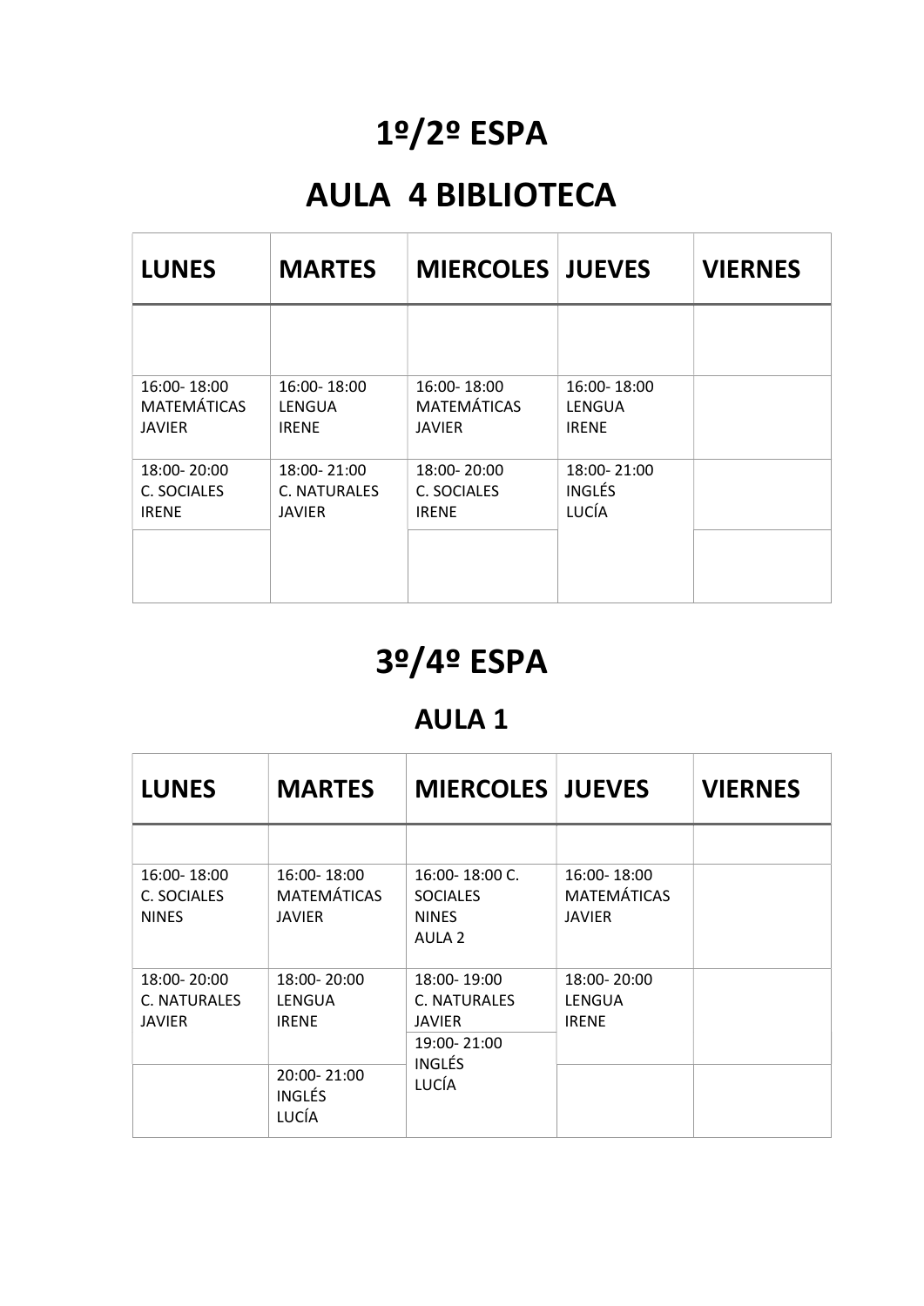# 1º/2º ESPA

# AULA 4 BIBLIOTECA

| LUNES | MARTES | MIERCOLES | JUEVES | VIERNES |
|---|---|---|---|---|
| | | | | |
| 16:00- 18:00 MATEMÁTICAS JAVIER | 16:00- 18:00 LENGUA IRENE | 16:00- 18:00 MATEMÁTICAS JAVIER | 16:00- 18:00 LENGUA IRENE | |
| 18:00- 20:00 C. SOCIALES IRENE | 18:00- 21:00 C. NATURALES JAVIER | 18:00- 20:00 C. SOCIALES IRENE | 18:00- 21:00 INGLÉS LUCÍA | |
| | | | | |

# 3º/4º ESPA

## AULA 1

| LUNES | MARTES | MIERCOLES | JUEVES | VIERNES |
|---|---|---|---|---|
| | | | | |
| 16:00- 18:00 C. SOCIALES NINES | 16:00- 18:00 MATEMÁTICAS JAVIER | 16:00- 18:00 C. SOCIALES NINES AULA 2 | 16:00- 18:00 MATEMÁTICAS JAVIER | |
| 18:00- 20:00 C. NATURALES JAVIER | 18:00- 20:00 LENGUA IRENE | 18:00- 19:00 C. NATURALES JAVIER | 18:00- 20:00 LENGUA IRENE | |
| | | 19:00- 21:00 INGLÉS LUCÍA | | |
| | 20:00- 21:00 INGLÉS LUCÍA | | | |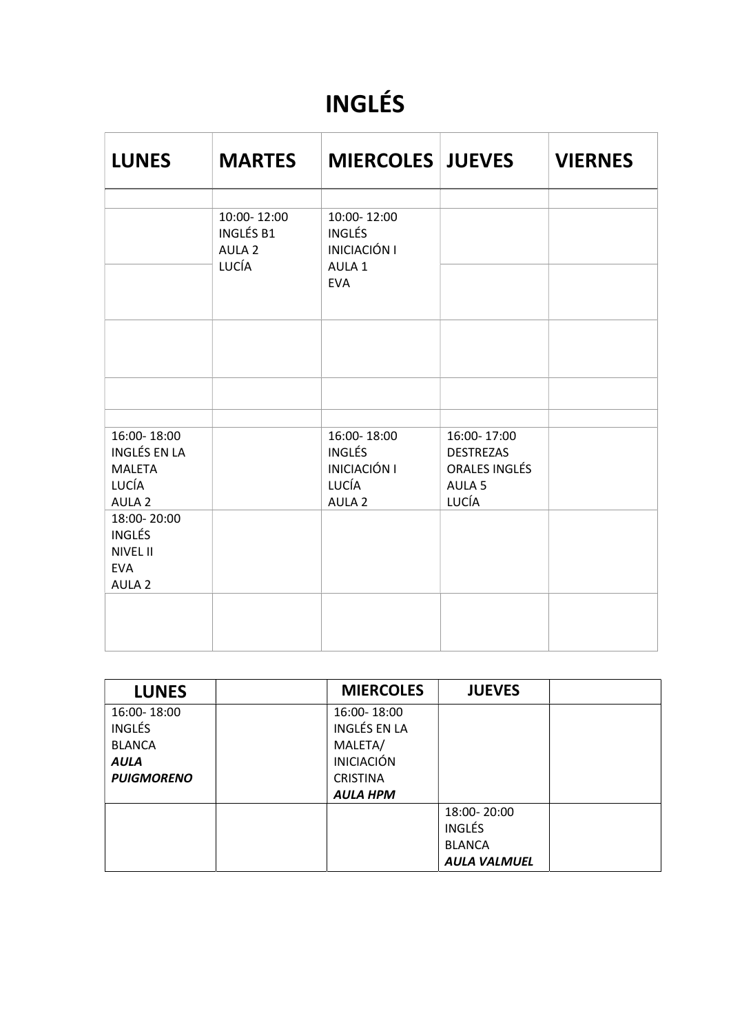# INGLÉS

| LUNES | MARTES | MIERCOLES | JUEVES | VIERNES |
|---|---|---|---|---|
| | | | | |
| | 10:00- 12:00<br>INGLÉS B1<br>AULA 2<br>LUCÍA | 10:00- 12:00<br>INGLÉS<br>INICIACIÓN I<br>AULA 1<br>EVA | | |
| | | | | |
| | | | | |
| | | | | |
| | | | | |
| 16:00- 18:00<br>INGLÉS EN LA MALETA<br>LUCÍA<br>AULA 2 | | 16:00- 18:00<br>INGLÉS<br>INICIACIÓN I<br>LUCÍA<br>AULA 2 | 16:00- 17:00<br>DESTREZAS ORALES INGLÉS<br>AULA 5<br>LUCÍA | |
| 18:00- 20:00<br>INGLÉS<br>NIVEL II<br>EVA<br>AULA 2 | | | | |
| | | | | |

| LUNES | | MIERCOLES | JUEVES | |
|---|---|---|---|---|
| 16:00- 18:00<br>INGLÉS<br>BLANCA<br>***AULA PUIGMORENO*** | | 16:00- 18:00<br>INGLÉS EN LA MALETA/<br>INICIACIÓN<br>CRISTINA<br>***AULA HPM*** | | |
| | | | 18:00- 20:00<br>INGLÉS<br>BLANCA<br>***AULA VALMUEL*** | |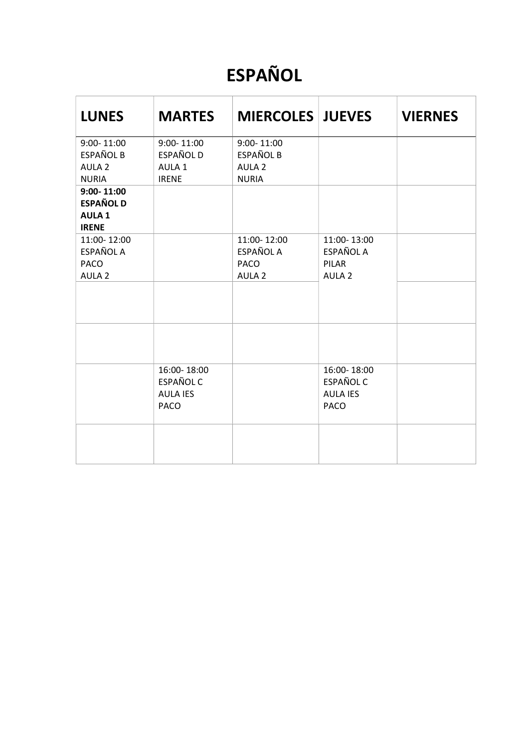# ESPAÑOL

| LUNES | MARTES | MIERCOLES | JUEVES | VIERNES |
|---|---|---|---|---|
| 9:00- 11:00<br>ESPAÑOL B<br>AULA 2<br>NURIA | 9:00- 11:00<br>ESPAÑOL D<br>AULA 1<br>IRENE | 9:00- 11:00<br>ESPAÑOL B<br>AULA 2<br>NURIA | | |
| **9:00- 11:00**<br>**ESPAÑOL D**<br>**AULA 1**<br>**IRENE** | | | | |
| 11:00- 12:00<br>ESPAÑOL A<br>PACO<br>AULA 2 | | 11:00- 12:00<br>ESPAÑOL A<br>PACO<br>AULA 2 | 11:00- 13:00<br>ESPAÑOL A<br>PILAR<br>AULA 2 | |
| | | | | |
| | | | | |
| | 16:00- 18:00<br>ESPAÑOL C<br>AULA IES<br>PACO | | 16:00- 18:00<br>ESPAÑOL C<br>AULA IES<br>PACO | |
| | | | | |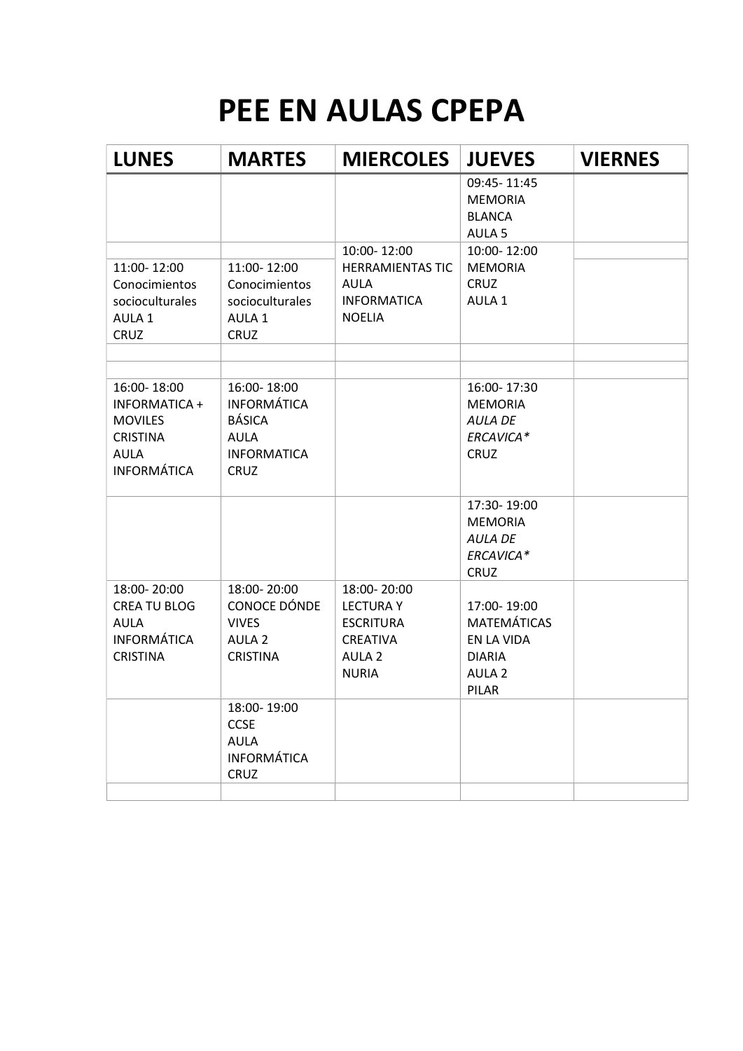# PEE EN AULAS CPEPA

| LUNES | MARTES | MIERCOLES | JUEVES | VIERNES |
|---|---|---|---|---|
| | | | 09:45- 11:45 MEMORIA BLANCA AULA 5 | |
| 11:00- 12:00 Conocimientos socioculturales AULA 1 CRUZ | 11:00- 12:00 Conocimientos socioculturales AULA 1 CRUZ | 10:00- 12:00 HERRAMIENTAS TIC AULA INFORMATICA NOELIA | 10:00- 12:00 MEMORIA CRUZ AULA 1 | |
| | | | | |
| | | | | |
| 16:00- 18:00 INFORMATICA + MOVILES CRISTINA AULA INFORMÁTICA | 16:00- 18:00 INFORMÁTICA BÁSICA AULA INFORMATICA CRUZ | | 16:00- 17:30 MEMORIA *AULA DE ERCAVICA** CRUZ | |
| | | | 17:30- 19:00 MEMORIA *AULA DE ERCAVICA** CRUZ | |
| 18:00- 20:00 CREA TU BLOG AULA INFORMÁTICA CRISTINA | 18:00- 20:00 CONOCE DÓNDE VIVES AULA 2 CRISTINA | 18:00- 20:00 LECTURA Y ESCRITURA CREATIVA AULA 2 NURIA | 17:00- 19:00 MATEMÁTICAS EN LA VIDA DIARIA AULA 2 PILAR | |
| | 18:00- 19:00 CCSE AULA INFORMÁTICA CRUZ | | | |
| | | | | |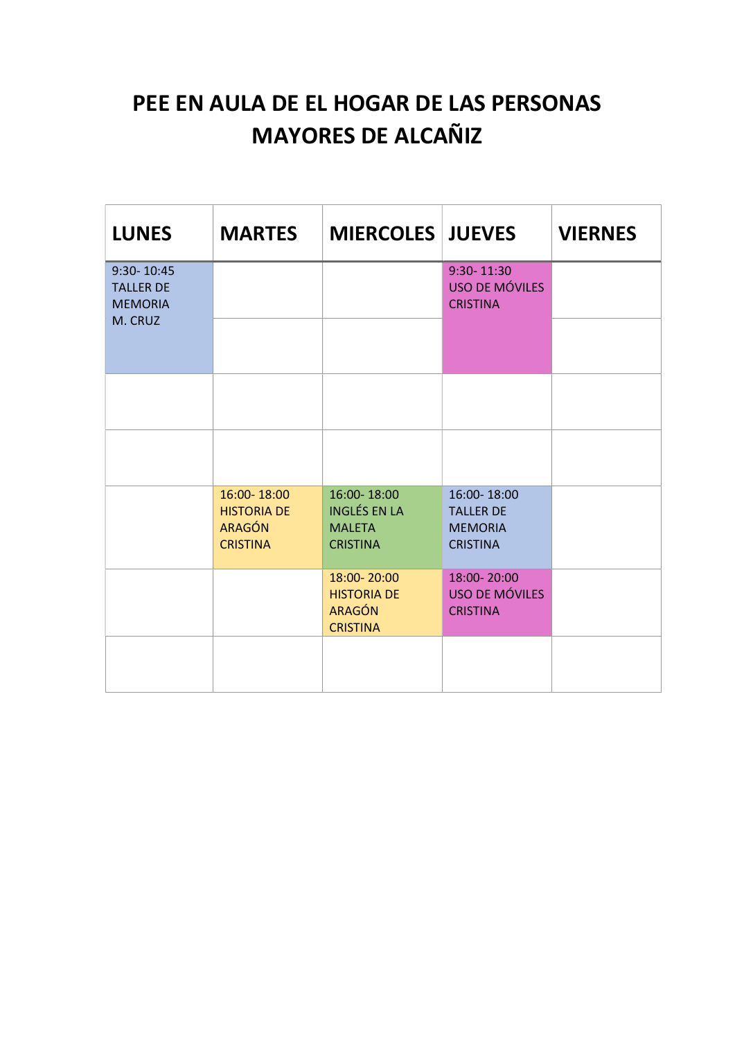# PEE EN AULA DE EL HOGAR DE LAS PERSONAS MAYORES DE ALCAÑIZ

| LUNES | MARTES | MIERCOLES | JUEVES | VIERNES |
|---|---|---|---|---|
| 9:30- 10:45 TALLER DE MEMORIA M. CRUZ | | | 9:30- 11:30 USO DE MÓVILES CRISTINA | |
| | | | | |
| | | | | |
| | | | | |
| | 16:00- 18:00 HISTORIA DE ARAGÓN CRISTINA | 16:00- 18:00 INGLÉS EN LA MALETA CRISTINA | 16:00- 18:00 TALLER DE MEMORIA CRISTINA | |
| | | 18:00- 20:00 HISTORIA DE ARAGÓN CRISTINA | 18:00- 20:00 USO DE MÓVILES CRISTINA | |
| | | | | |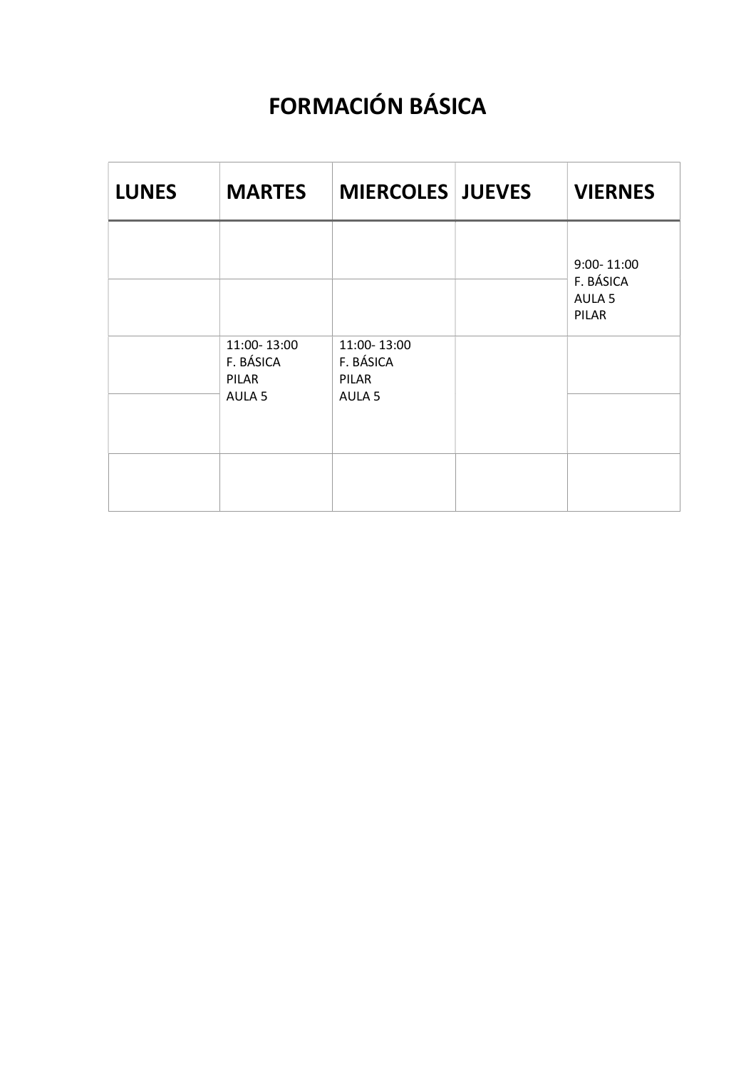# FORMACIÓN BÁSICA

| LUNES | MARTES | MIERCOLES | JUEVES | VIERNES |
|---|---|---|---|---|
| | | | | 9:00- 11:00 F. BÁSICA AULA 5 PILAR |
| | | | | |
| | 11:00- 13:00 F. BÁSICA PILAR AULA 5 | 11:00- 13:00 F. BÁSICA PILAR AULA 5 | | |
| | | | | |
| | | | | |